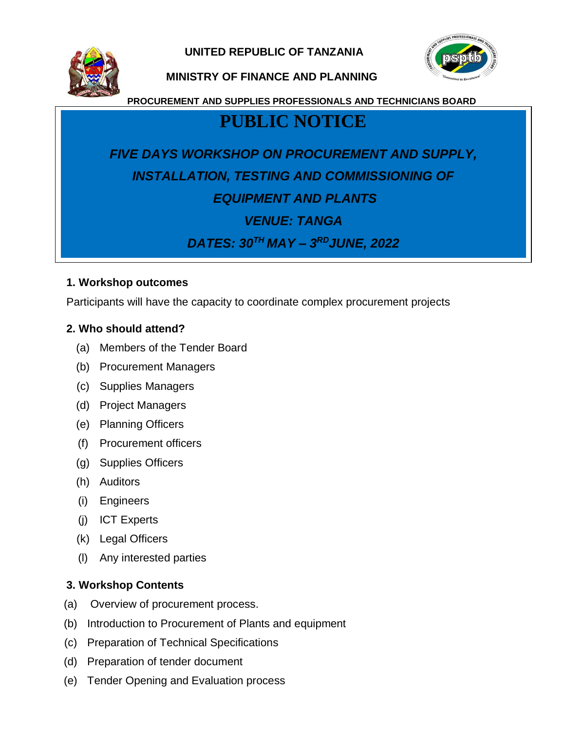**UNITED REPUBLIC OF TANZANIA**

**MINISTRY OF FINANCE AND PLANNING**

**PROCUREMENT AND SUPPLIES PROFESSIONALS AND TECHNICIANS BOARD**

# PUBLIC NOTICE

***FIVE DAYS WORKSHOP ON PROCUREMENT AND SUPPLY, INSTALLATION, TESTING AND COMMISSIONING OF EQUIPMENT AND PLANTS***

***VENUE: TANGA***

***DATES: 30TH MAY – 3RD JUNE, 2022***

### 1. Workshop outcomes

Participants will have the capacity to coordinate complex procurement projects

### 2. Who should attend?

(a) Members of the Tender Board
(b) Procurement Managers
(c) Supplies Managers
(d) Project Managers
(e) Planning Officers
(f) Procurement officers
(g) Supplies Officers
(h) Auditors
(i) Engineers
(j) ICT Experts
(k) Legal Officers
(l) Any interested parties

### 3. Workshop Contents

(a) Overview of procurement process.
(b) Introduction to Procurement of Plants and equipment
(c) Preparation of Technical Specifications
(d) Preparation of tender document
(e) Tender Opening and Evaluation process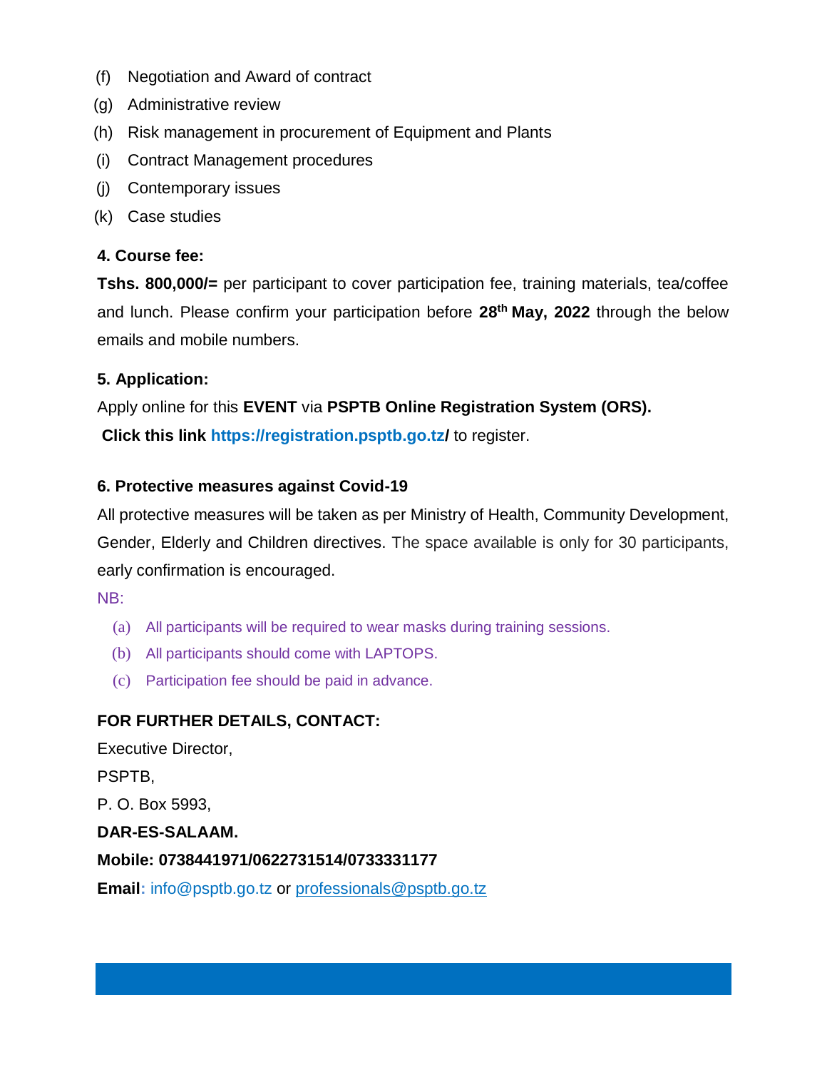(f) Negotiation and Award of contract
(g) Administrative review
(h) Risk management in procurement of Equipment and Plants
(i) Contract Management procedures
(j) Contemporary issues
(k) Case studies

**4. Course fee:**

**Tshs. 800,000/=** per participant to cover participation fee, training materials, tea/coffee and lunch. Please confirm your participation before **28th May, 2022** through the below emails and mobile numbers.

**5. Application:**

Apply online for this **EVENT** via **PSPTB Online Registration System (ORS).**

**Click this link https://registration.psptb.go.tz/** to register.

**6. Protective measures against Covid-19**

All protective measures will be taken as per Ministry of Health, Community Development, Gender, Elderly and Children directives. The space available is only for 30 participants, early confirmation is encouraged.

NB:

(a) All participants will be required to wear masks during training sessions.
(b) All participants should come with LAPTOPS.
(c) Participation fee should be paid in advance.

**FOR FURTHER DETAILS, CONTACT:**

Executive Director,

PSPTB,

P. O. Box 5993,

**DAR-ES-SALAAM.**

**Mobile: 0738441971/0622731514/0733331177**

**Email**: info@psptb.go.tz or professionals@psptb.go.tz